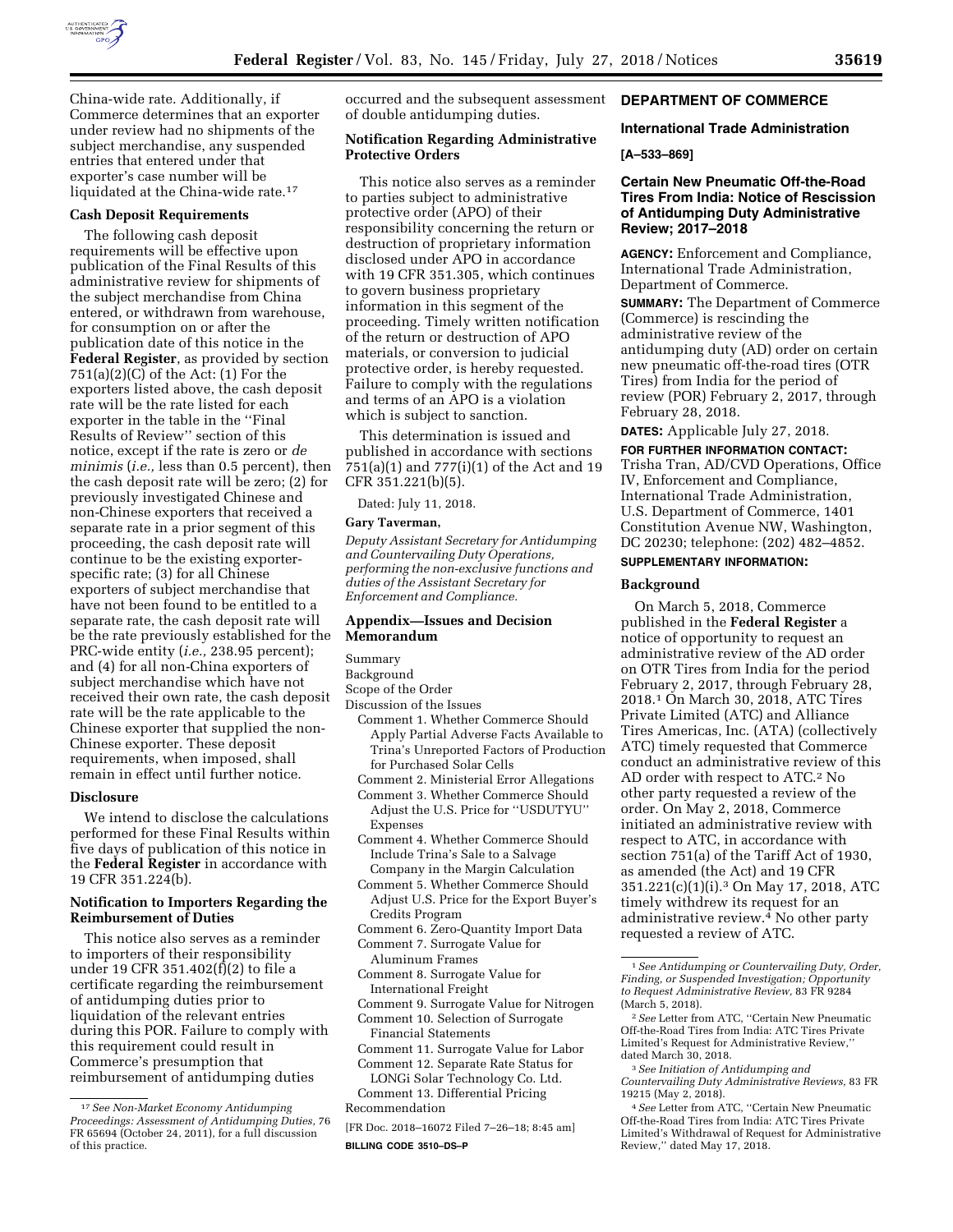China-wide rate. Additionally, if Commerce determines that an exporter under review had no shipments of the subject merchandise, any suspended entries that entered under that exporter's case number will be liquidated at the China-wide rate.[17]

### Cash Deposit Requirements

The following cash deposit requirements will be effective upon publication of the Final Results of this administrative review for shipments of the subject merchandise from China entered, or withdrawn from warehouse, for consumption on or after the publication date of this notice in the **Federal Register**, as provided by section 751(a)(2)(C) of the Act: (1) For the exporters listed above, the cash deposit rate will be the rate listed for each exporter in the table in the ''Final Results of Review'' section of this notice, except if the rate is zero or *de minimis* (*i.e.,* less than 0.5 percent), then the cash deposit rate will be zero; (2) for previously investigated Chinese and non-Chinese exporters that received a separate rate in a prior segment of this proceeding, the cash deposit rate will continue to be the existing exporter-specific rate; (3) for all Chinese exporters of subject merchandise that have not been found to be entitled to a separate rate, the cash deposit rate will be the rate previously established for the PRC-wide entity (*i.e.,* 238.95 percent); and (4) for all non-China exporters of subject merchandise which have not received their own rate, the cash deposit rate will be the rate applicable to the Chinese exporter that supplied the non-Chinese exporter. These deposit requirements, when imposed, shall remain in effect until further notice.

### Disclosure

We intend to disclose the calculations performed for these Final Results within five days of publication of this notice in the **Federal Register** in accordance with 19 CFR 351.224(b).

### Notification to Importers Regarding the Reimbursement of Duties

This notice also serves as a reminder to importers of their responsibility under 19 CFR 351.402(f)(2) to file a certificate regarding the reimbursement of antidumping duties prior to liquidation of the relevant entries during this POR. Failure to comply with this requirement could result in Commerce's presumption that reimbursement of antidumping duties occurred and the subsequent assessment of double antidumping duties.

### Notification Regarding Administrative Protective Orders

This notice also serves as a reminder to parties subject to administrative protective order (APO) of their responsibility concerning the return or destruction of proprietary information disclosed under APO in accordance with 19 CFR 351.305, which continues to govern business proprietary information in this segment of the proceeding. Timely written notification of the return or destruction of APO materials, or conversion to judicial protective order, is hereby requested. Failure to comply with the regulations and terms of an APO is a violation which is subject to sanction.

This determination is issued and published in accordance with sections 751(a)(1) and 777(i)(1) of the Act and 19 CFR 351.221(b)(5).

Dated: July 11, 2018.

**Gary Taverman,**

*Deputy Assistant Secretary for Antidumping and Countervailing Duty Operations, performing the non-exclusive functions and duties of the Assistant Secretary for Enforcement and Compliance.*

### Appendix—Issues and Decision Memorandum

Summary
Background
Scope of the Order
Discussion of the Issues
- Comment 1. Whether Commerce Should Apply Partial Adverse Facts Available to Trina's Unreported Factors of Production for Purchased Solar Cells
- Comment 2. Ministerial Error Allegations
- Comment 3. Whether Commerce Should Adjust the U.S. Price for ''USDUTYU'' Expenses
- Comment 4. Whether Commerce Should Include Trina's Sale to a Salvage Company in the Margin Calculation
- Comment 5. Whether Commerce Should Adjust U.S. Price for the Export Buyer's Credits Program
- Comment 6. Zero-Quantity Import Data
- Comment 7. Surrogate Value for Aluminum Frames
- Comment 8. Surrogate Value for International Freight
- Comment 9. Surrogate Value for Nitrogen
- Comment 10. Selection of Surrogate Financial Statements
- Comment 11. Surrogate Value for Labor
- Comment 12. Separate Rate Status for LONGi Solar Technology Co. Ltd.
- Comment 13. Differential Pricing

Recommendation

[FR Doc. 2018–16072 Filed 7–26–18; 8:45 am]

**BILLING CODE 3510–DS–P**

[17] *See Non-Market Economy Antidumping Proceedings: Assessment of Antidumping Duties,* 76 FR 65694 (October 24, 2011), for a full discussion of this practice.

## DEPARTMENT OF COMMERCE

### International Trade Administration

**[A–533–869]**

### Certain New Pneumatic Off-the-Road Tires From India: Notice of Rescission of Antidumping Duty Administrative Review; 2017–2018

**AGENCY:** Enforcement and Compliance, International Trade Administration, Department of Commerce.

**SUMMARY:** The Department of Commerce (Commerce) is rescinding the administrative review of the antidumping duty (AD) order on certain new pneumatic off-the-road tires (OTR Tires) from India for the period of review (POR) February 2, 2017, through February 28, 2018.

**DATES:** Applicable July 27, 2018.

**FOR FURTHER INFORMATION CONTACT:** Trisha Tran, AD/CVD Operations, Office IV, Enforcement and Compliance, International Trade Administration, U.S. Department of Commerce, 1401 Constitution Avenue NW, Washington, DC 20230; telephone: (202) 482–4852.

**SUPPLEMENTARY INFORMATION:**

### Background

On March 5, 2018, Commerce published in the **Federal Register** a notice of opportunity to request an administrative review of the AD order on OTR Tires from India for the period February 2, 2017, through February 28, 2018.[1] On March 30, 2018, ATC Tires Private Limited (ATC) and Alliance Tires Americas, Inc. (ATA) (collectively ATC) timely requested that Commerce conduct an administrative review of this AD order with respect to ATC.[2] No other party requested a review of the order. On May 2, 2018, Commerce initiated an administrative review with respect to ATC, in accordance with section 751(a) of the Tariff Act of 1930, as amended (the Act) and 19 CFR 351.221(c)(1)(i).[3] On May 17, 2018, ATC timely withdrew its request for an administrative review.[4] No other party requested a review of ATC.

[1] *See Antidumping or Countervailing Duty, Order, Finding, or Suspended Investigation; Opportunity to Request Administrative Review,* 83 FR 9284 (March 5, 2018).

[2] *See* Letter from ATC, ''Certain New Pneumatic Off-the-Road Tires from India: ATC Tires Private Limited's Request for Administrative Review,'' dated March 30, 2018.

[3] *See Initiation of Antidumping and Countervailing Duty Administrative Reviews,* 83 FR 19215 (May 2, 2018).

[4] *See* Letter from ATC, ''Certain New Pneumatic Off-the-Road Tires from India: ATC Tires Private Limited's Withdrawal of Request for Administrative Review,'' dated May 17, 2018.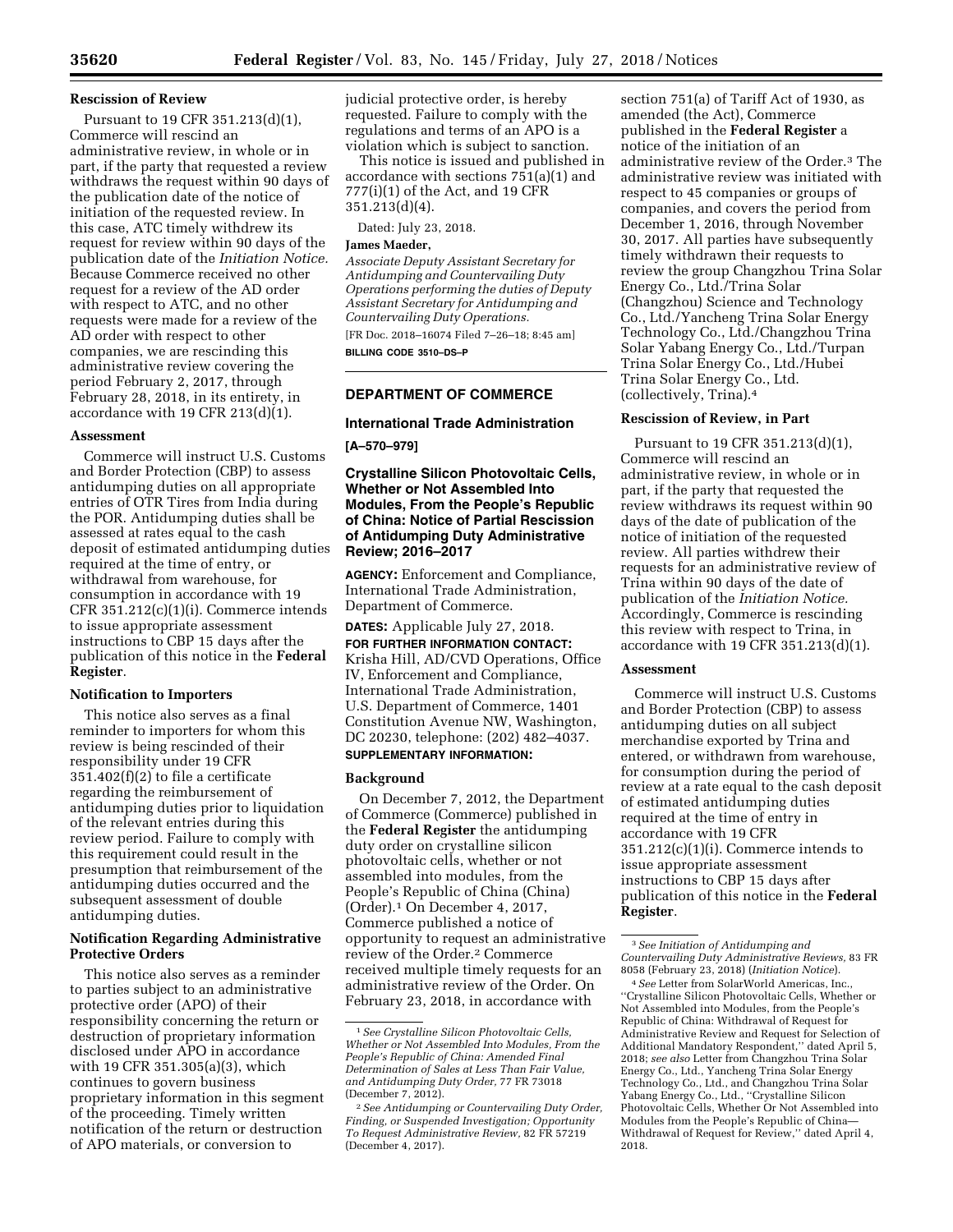## Rescission of Review

Pursuant to 19 CFR 351.213(d)(1), Commerce will rescind an administrative review, in whole or in part, if the party that requested a review withdraws the request within 90 days of the publication date of the notice of initiation of the requested review. In this case, ATC timely withdrew its request for review within 90 days of the publication date of the *Initiation Notice.* Because Commerce received no other request for a review of the AD order with respect to ATC, and no other requests were made for a review of the AD order with respect to other companies, we are rescinding this administrative review covering the period February 2, 2017, through February 28, 2018, in its entirety, in accordance with 19 CFR 213(d)(1).

## Assessment

Commerce will instruct U.S. Customs and Border Protection (CBP) to assess antidumping duties on all appropriate entries of OTR Tires from India during the POR. Antidumping duties shall be assessed at rates equal to the cash deposit of estimated antidumping duties required at the time of entry, or withdrawal from warehouse, for consumption in accordance with 19 CFR 351.212(c)(1)(i). Commerce intends to issue appropriate assessment instructions to CBP 15 days after the publication of this notice in the **Federal Register**.

## Notification to Importers

This notice also serves as a final reminder to importers for whom this review is being rescinded of their responsibility under 19 CFR 351.402(f)(2) to file a certificate regarding the reimbursement of antidumping duties prior to liquidation of the relevant entries during this review period. Failure to comply with this requirement could result in the presumption that reimbursement of the antidumping duties occurred and the subsequent assessment of double antidumping duties.

## Notification Regarding Administrative Protective Orders

This notice also serves as a reminder to parties subject to an administrative protective order (APO) of their responsibility concerning the return or destruction of proprietary information disclosed under APO in accordance with 19 CFR 351.305(a)(3), which continues to govern business proprietary information in this segment of the proceeding. Timely written notification of the return or destruction of APO materials, or conversion to judicial protective order, is hereby requested. Failure to comply with the regulations and terms of an APO is a violation which is subject to sanction.

This notice is issued and published in accordance with sections 751(a)(1) and 777(i)(1) of the Act, and 19 CFR 351.213(d)(4).

Dated: July 23, 2018.

**James Maeder,**

*Associate Deputy Assistant Secretary for Antidumping and Countervailing Duty Operations performing the duties of Deputy Assistant Secretary for Antidumping and Countervailing Duty Operations.*

[FR Doc. 2018–16074 Filed 7–26–18; 8:45 am]

**BILLING CODE 3510–DS–P**

---

# DEPARTMENT OF COMMERCE

## International Trade Administration

**[A–570–979]**

## Crystalline Silicon Photovoltaic Cells, Whether or Not Assembled Into Modules, From the People's Republic of China: Notice of Partial Rescission of Antidumping Duty Administrative Review; 2016–2017

**AGENCY:** Enforcement and Compliance, International Trade Administration, Department of Commerce.

**DATES:** Applicable July 27, 2018.

**FOR FURTHER INFORMATION CONTACT:** Krisha Hill, AD/CVD Operations, Office IV, Enforcement and Compliance, International Trade Administration, U.S. Department of Commerce, 1401 Constitution Avenue NW, Washington, DC 20230, telephone: (202) 482–4037.

**SUPPLEMENTARY INFORMATION:**

## Background

On December 7, 2012, the Department of Commerce (Commerce) published in the **Federal Register** the antidumping duty order on crystalline silicon photovoltaic cells, whether or not assembled into modules, from the People's Republic of China (China) (Order).[1] On December 4, 2017, Commerce published a notice of opportunity to request an administrative review of the Order.[2] Commerce received multiple timely requests for an administrative review of the Order. On February 23, 2018, in accordance with section 751(a) of Tariff Act of 1930, as amended (the Act), Commerce published in the **Federal Register** a notice of the initiation of an administrative review of the Order.[3] The administrative review was initiated with respect to 45 companies or groups of companies, and covers the period from December 1, 2016, through November 30, 2017. All parties have subsequently timely withdrawn their requests to review the group Changzhou Trina Solar Energy Co., Ltd./Trina Solar (Changzhou) Science and Technology Co., Ltd./Yancheng Trina Solar Energy Technology Co., Ltd./Changzhou Trina Solar Yabang Energy Co., Ltd./Turpan Trina Solar Energy Co., Ltd./Hubei Trina Solar Energy Co., Ltd. (collectively, Trina).[4]

## Rescission of Review, in Part

Pursuant to 19 CFR 351.213(d)(1), Commerce will rescind an administrative review, in whole or in part, if the party that requested the review withdraws its request within 90 days of the date of publication of the notice of initiation of the requested review. All parties withdrew their requests for an administrative review of Trina within 90 days of the date of publication of the *Initiation Notice.* Accordingly, Commerce is rescinding this review with respect to Trina, in accordance with 19 CFR 351.213(d)(1).

## Assessment

Commerce will instruct U.S. Customs and Border Protection (CBP) to assess antidumping duties on all subject merchandise exported by Trina and entered, or withdrawn from warehouse, for consumption during the period of review at a rate equal to the cash deposit of estimated antidumping duties required at the time of entry in accordance with 19 CFR 351.212(c)(1)(i). Commerce intends to issue appropriate assessment instructions to CBP 15 days after publication of this notice in the **Federal Register**.

---

[1] *See Crystalline Silicon Photovoltaic Cells, Whether or Not Assembled Into Modules, From the People's Republic of China: Amended Final Determination of Sales at Less Than Fair Value, and Antidumping Duty Order,* 77 FR 73018 (December 7, 2012).

[2] *See Antidumping or Countervailing Duty Order, Finding, or Suspended Investigation; Opportunity To Request Administrative Review,* 82 FR 57219 (December 4, 2017).

[3] *See Initiation of Antidumping and Countervailing Duty Administrative Reviews,* 83 FR 8058 (February 23, 2018) (*Initiation Notice*).

[4] *See* Letter from SolarWorld Americas, Inc., "Crystalline Silicon Photovoltaic Cells, Whether or Not Assembled into Modules, from the People's Republic of China: Withdrawal of Request for Administrative Review and Request for Selection of Additional Mandatory Respondent," dated April 5, 2018; *see also* Letter from Changzhou Trina Solar Energy Co., Ltd., Yancheng Trina Solar Energy Technology Co., Ltd., and Changzhou Trina Solar Yabang Energy Co., Ltd., "Crystalline Silicon Photovoltaic Cells, Whether Or Not Assembled into Modules from the People's Republic of China—Withdrawal of Request for Review," dated April 4, 2018.